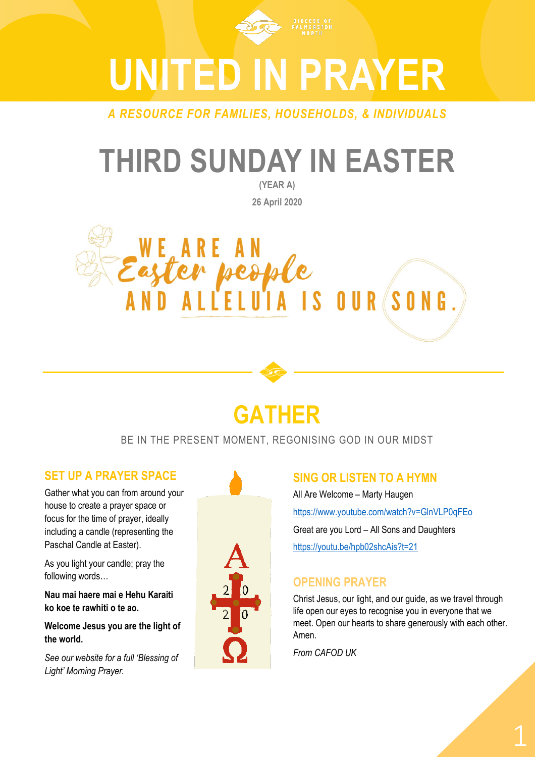DIOCESE OF PALMERSTON NORTH

# UNITED IN PRAYER

*A RESOURCE FOR FAMILIES, HOUSEHOLDS, & INDIVIDUALS*

# THIRD SUNDAY IN EASTER

**(YEAR A)**

**26 April 2020**

WE ARE AN *Easter people* AND ALLELUIA IS OUR SONG.

## GATHER

BE IN THE PRESENT MOMENT, REGONISING GOD IN OUR MIDST

### SET UP A PRAYER SPACE

Gather what you can from around your house to create a prayer space or focus for the time of prayer, ideally including a candle (representing the Paschal Candle at Easter).

As you light your candle; pray the following words…

**Nau mai haere mai e Hehu Karaiti ko koe te rawhiti o te ao.**

**Welcome Jesus you are the light of the world.**

*See our website for a full 'Blessing of Light' Morning Prayer.*

### SING OR LISTEN TO A HYMN

All Are Welcome – Marty Haugen

https://www.youtube.com/watch?v=GlnVLP0qFEo

Great are you Lord – All Sons and Daughters

https://youtu.be/hpb02shcAis?t=21

### OPENING PRAYER

Christ Jesus, our light, and our guide, as we travel through life open our eyes to recognise you in everyone that we meet. Open our hearts to share generously with each other. Amen.

*From CAFOD UK*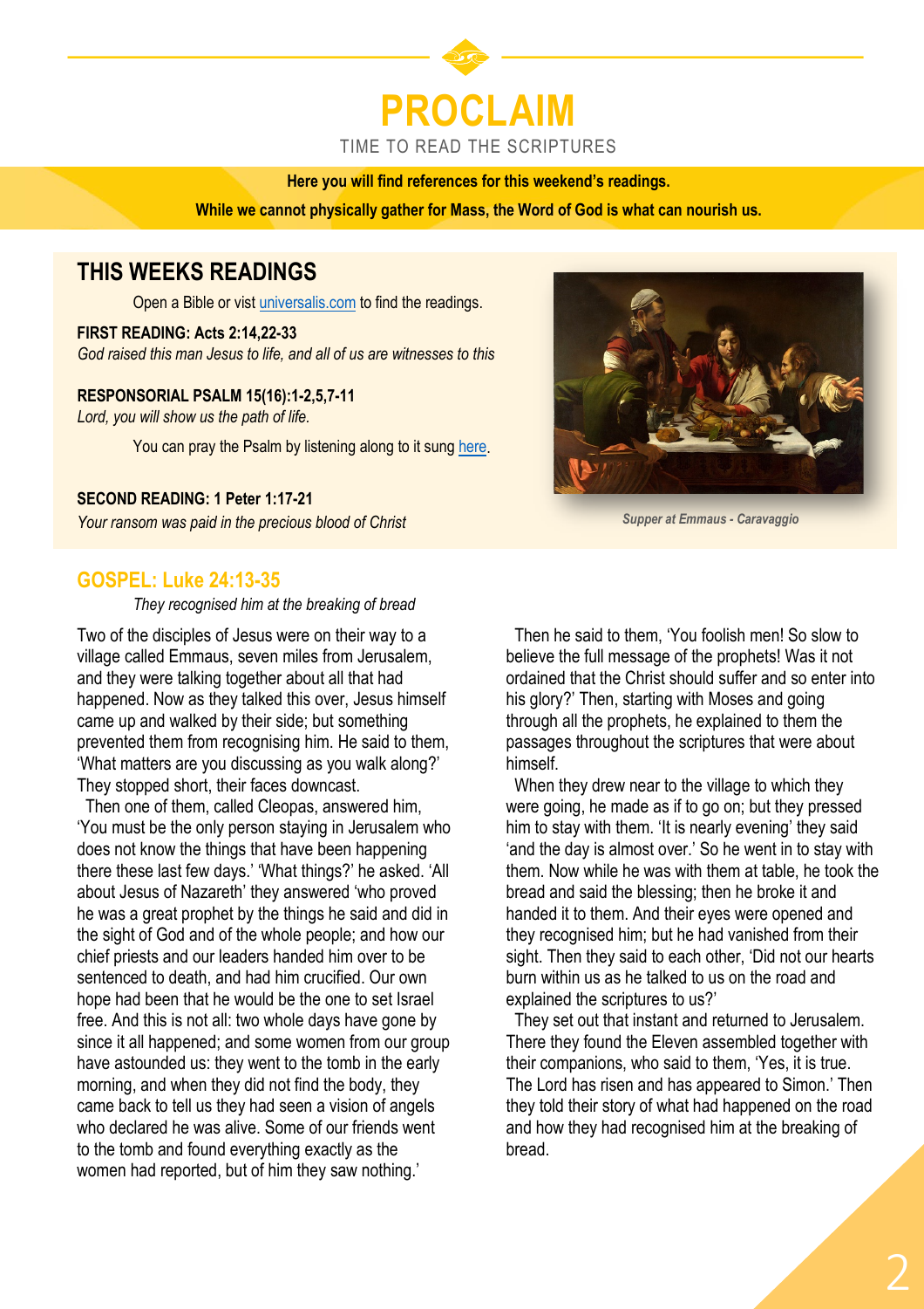# PROCLAIM

TIME TO READ THE SCRIPTURES

**Here you will find references for this weekend's readings.**

**While we cannot physically gather for Mass, the Word of God is what can nourish us.**

## THIS WEEKS READINGS

Open a Bible or vist universalis.com to find the readings.

**FIRST READING: Acts 2:14,22-33**
*God raised this man Jesus to life, and all of us are witnesses to this*

**RESPONSORIAL PSALM 15(16):1-2,5,7-11**
*Lord, you will show us the path of life.*

You can pray the Psalm by listening along to it sung here.

**SECOND READING: 1 Peter 1:17-21**
*Your ransom was paid in the precious blood of Christ*

*Supper at Emmaus - Caravaggio*

## GOSPEL: Luke 24:13-35

*They recognised him at the breaking of bread*

Two of the disciples of Jesus were on their way to a village called Emmaus, seven miles from Jerusalem, and they were talking together about all that had happened. Now as they talked this over, Jesus himself came up and walked by their side; but something prevented them from recognising him. He said to them, 'What matters are you discussing as you walk along?' They stopped short, their faces downcast.

Then one of them, called Cleopas, answered him, 'You must be the only person staying in Jerusalem who does not know the things that have been happening there these last few days.' 'What things?' he asked. 'All about Jesus of Nazareth' they answered 'who proved he was a great prophet by the things he said and did in the sight of God and of the whole people; and how our chief priests and our leaders handed him over to be sentenced to death, and had him crucified. Our own hope had been that he would be the one to set Israel free. And this is not all: two whole days have gone by since it all happened; and some women from our group have astounded us: they went to the tomb in the early morning, and when they did not find the body, they came back to tell us they had seen a vision of angels who declared he was alive. Some of our friends went to the tomb and found everything exactly as the women had reported, but of him they saw nothing.'

Then he said to them, 'You foolish men! So slow to believe the full message of the prophets! Was it not ordained that the Christ should suffer and so enter into his glory?' Then, starting with Moses and going through all the prophets, he explained to them the passages throughout the scriptures that were about himself.

When they drew near to the village to which they were going, he made as if to go on; but they pressed him to stay with them. 'It is nearly evening' they said 'and the day is almost over.' So he went in to stay with them. Now while he was with them at table, he took the bread and said the blessing; then he broke it and handed it to them. And their eyes were opened and they recognised him; but he had vanished from their sight. Then they said to each other, 'Did not our hearts burn within us as he talked to us on the road and explained the scriptures to us?'

They set out that instant and returned to Jerusalem. There they found the Eleven assembled together with their companions, who said to them, 'Yes, it is true. The Lord has risen and has appeared to Simon.' Then they told their story of what had happened on the road and how they had recognised him at the breaking of bread.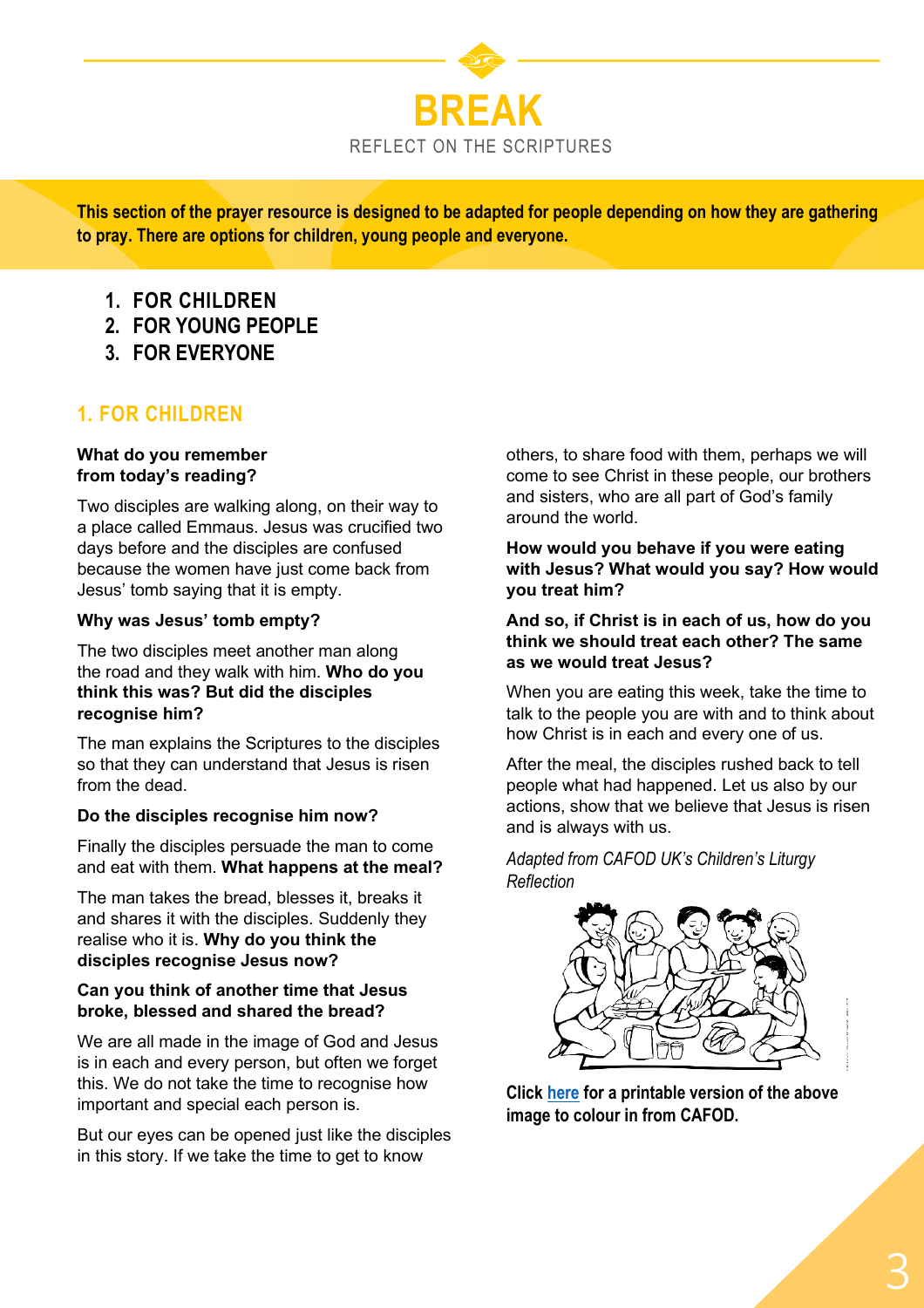# BREAK

REFLECT ON THE SCRIPTURES

**This section of the prayer resource is designed to be adapted for people depending on how they are gathering to pray. There are options for children, young people and everyone.**

1. **FOR CHILDREN**
2. **FOR YOUNG PEOPLE**
3. **FOR EVERYONE**

## 1. FOR CHILDREN

**What do you remember from today's reading?**

Two disciples are walking along, on their way to a place called Emmaus. Jesus was crucified two days before and the disciples are confused because the women have just come back from Jesus' tomb saying that it is empty.

**Why was Jesus' tomb empty?**

The two disciples meet another man along the road and they walk with him. **Who do you think this was? But did the disciples recognise him?**

The man explains the Scriptures to the disciples so that they can understand that Jesus is risen from the dead.

**Do the disciples recognise him now?**

Finally the disciples persuade the man to come and eat with them. **What happens at the meal?**

The man takes the bread, blesses it, breaks it and shares it with the disciples. Suddenly they realise who it is. **Why do you think the disciples recognise Jesus now?**

**Can you think of another time that Jesus broke, blessed and shared the bread?**

We are all made in the image of God and Jesus is in each and every person, but often we forget this. We do not take the time to recognise how important and special each person is.

But our eyes can be opened just like the disciples in this story. If we take the time to get to know others, to share food with them, perhaps we will come to see Christ in these people, our brothers and sisters, who are all part of God's family around the world.

**How would you behave if you were eating with Jesus? What would you say? How would you treat him?**

**And so, if Christ is in each of us, how do you think we should treat each other? The same as we would treat Jesus?**

When you are eating this week, take the time to talk to the people you are with and to think about how Christ is in each and every one of us.

After the meal, the disciples rushed back to tell people what had happened. Let us also by our actions, show that we believe that Jesus is risen and is always with us.

*Adapted from CAFOD UK's Children's Liturgy Reflection*

**Click [here](#) for a printable version of the above image to colour in from CAFOD.**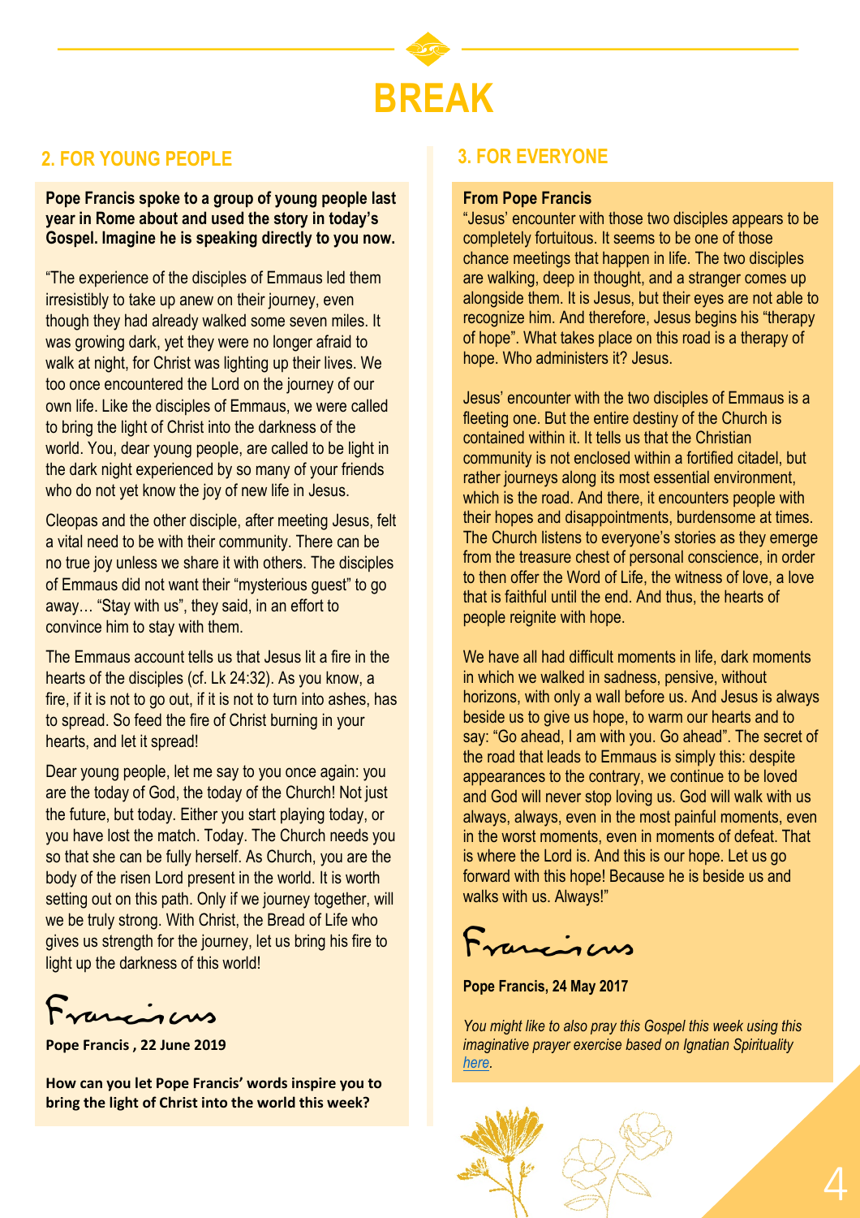# BREAK

## 2. FOR YOUNG PEOPLE

**Pope Francis spoke to a group of young people last year in Rome about and used the story in today's Gospel. Imagine he is speaking directly to you now.**

"The experience of the disciples of Emmaus led them irresistibly to take up anew on their journey, even though they had already walked some seven miles. It was growing dark, yet they were no longer afraid to walk at night, for Christ was lighting up their lives. We too once encountered the Lord on the journey of our own life. Like the disciples of Emmaus, we were called to bring the light of Christ into the darkness of the world. You, dear young people, are called to be light in the dark night experienced by so many of your friends who do not yet know the joy of new life in Jesus.

Cleopas and the other disciple, after meeting Jesus, felt a vital need to be with their community. There can be no true joy unless we share it with others. The disciples of Emmaus did not want their "mysterious guest" to go away… "Stay with us", they said, in an effort to convince him to stay with them.

The Emmaus account tells us that Jesus lit a fire in the hearts of the disciples (cf. Lk 24:32). As you know, a fire, if it is not to go out, if it is not to turn into ashes, has to spread. So feed the fire of Christ burning in your hearts, and let it spread!

Dear young people, let me say to you once again: you are the today of God, the today of the Church! Not just the future, but today. Either you start playing today, or you have lost the match. Today. The Church needs you so that she can be fully herself. As Church, you are the body of the risen Lord present in the world. It is worth setting out on this path. Only if we journey together, will we be truly strong. With Christ, the Bread of Life who gives us strength for the journey, let us bring his fire to light up the darkness of this world!

Franciscus

**Pope Francis , 22 June 2019**

**How can you let Pope Francis' words inspire you to bring the light of Christ into the world this week?**

## 3. FOR EVERYONE

**From Pope Francis**

"Jesus' encounter with those two disciples appears to be completely fortuitous. It seems to be one of those chance meetings that happen in life. The two disciples are walking, deep in thought, and a stranger comes up alongside them. It is Jesus, but their eyes are not able to recognize him. And therefore, Jesus begins his "therapy of hope". What takes place on this road is a therapy of hope. Who administers it? Jesus.

Jesus' encounter with the two disciples of Emmaus is a fleeting one. But the entire destiny of the Church is contained within it. It tells us that the Christian community is not enclosed within a fortified citadel, but rather journeys along its most essential environment, which is the road. And there, it encounters people with their hopes and disappointments, burdensome at times. The Church listens to everyone's stories as they emerge from the treasure chest of personal conscience, in order to then offer the Word of Life, the witness of love, a love that is faithful until the end. And thus, the hearts of people reignite with hope.

We have all had difficult moments in life, dark moments in which we walked in sadness, pensive, without horizons, with only a wall before us. And Jesus is always beside us to give us hope, to warm our hearts and to say: "Go ahead, I am with you. Go ahead". The secret of the road that leads to Emmaus is simply this: despite appearances to the contrary, we continue to be loved and God will never stop loving us. God will walk with us always, always, even in the most painful moments, even in the worst moments, even in moments of defeat. That is where the Lord is. And this is our hope. Let us go forward with this hope! Because he is beside us and walks with us. Always!"

Franciscus

**Pope Francis, 24 May 2017**

*You might like to also pray this Gospel this week using this imaginative prayer exercise based on Ignatian Spirituality [here](here).*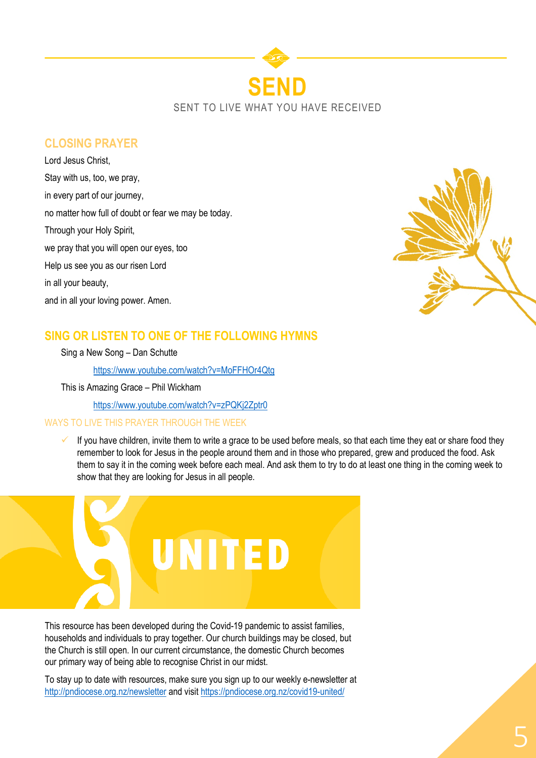# SEND

SENT TO LIVE WHAT YOU HAVE RECEIVED

## CLOSING PRAYER

Lord Jesus Christ,

Stay with us, too, we pray,

in every part of our journey,

no matter how full of doubt or fear we may be today.

Through your Holy Spirit,

we pray that you will open our eyes, too

Help us see you as our risen Lord

in all your beauty,

and in all your loving power. Amen.

## SING OR LISTEN TO ONE OF THE FOLLOWING HYMNS

Sing a New Song – Dan Schutte

https://www.youtube.com/watch?v=MoFFHOr4Qtg

This is Amazing Grace – Phil Wickham

https://www.youtube.com/watch?v=zPQKj2Zptr0

### WAYS TO LIVE THIS PRAYER THROUGH THE WEEK

- ✓ If you have children, invite them to write a grace to be used before meals, so that each time they eat or share food they remember to look for Jesus in the people around them and in those who prepared, grew and produced the food. Ask them to say it in the coming week before each meal. And ask them to try to do at least one thing in the coming week to show that they are looking for Jesus in all people.

## UNITED

This resource has been developed during the Covid-19 pandemic to assist families, households and individuals to pray together. Our church buildings may be closed, but the Church is still open. In our current circumstance, the domestic Church becomes our primary way of being able to recognise Christ in our midst.

To stay up to date with resources, make sure you sign up to our weekly e-newsletter at http://pndiocese.org.nz/newsletter and visit https://pndiocese.org.nz/covid19-united/